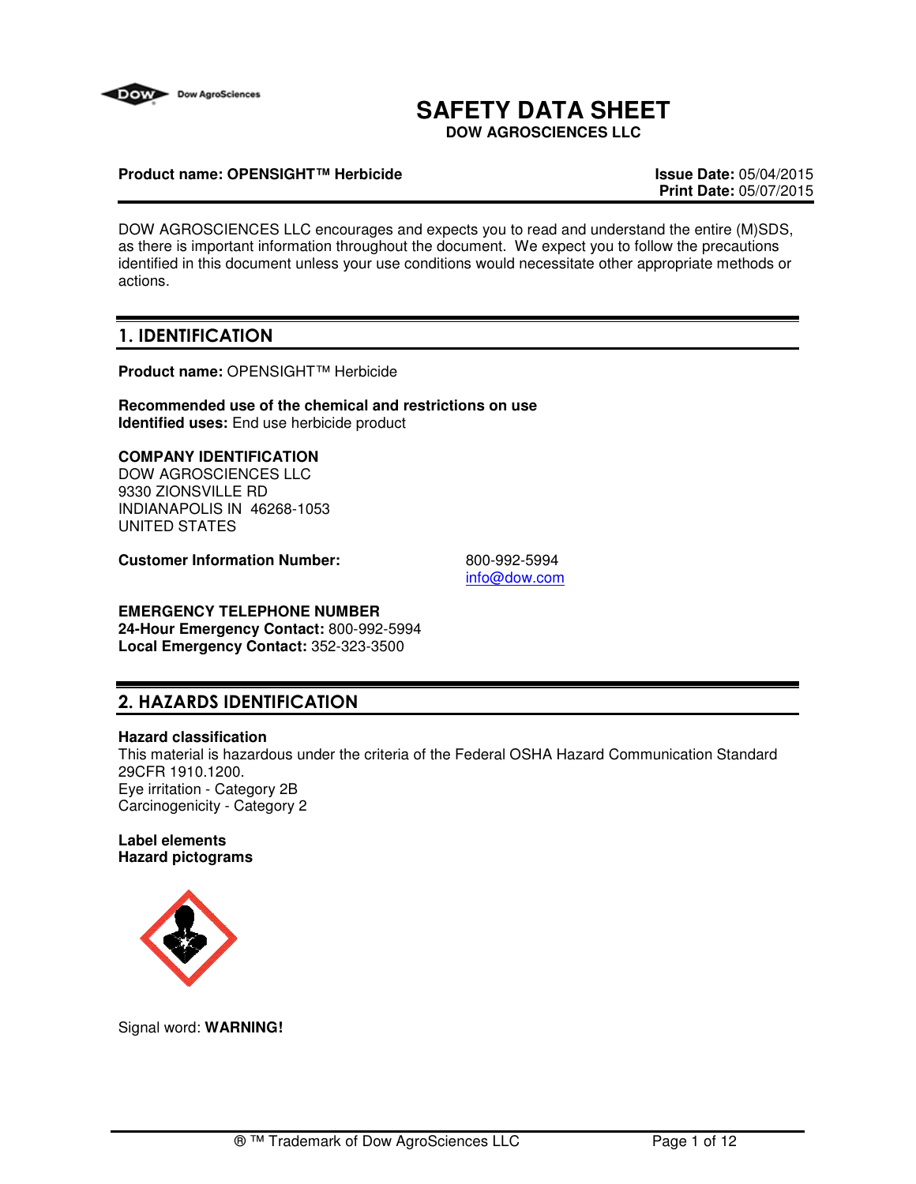# SAFETY DATA SHEET

**DOW AGROSCIENCES LLC**

**Product name: OPENSIGHT™ Herbicide**

**Issue Date:** 05/04/2015
**Print Date:** 05/07/2015

DOW AGROSCIENCES LLC encourages and expects you to read and understand the entire (M)SDS, as there is important information throughout the document. We expect you to follow the precautions identified in this document unless your use conditions would necessitate other appropriate methods or actions.

## 1. IDENTIFICATION

**Product name:** OPENSIGHT™ Herbicide

**Recommended use of the chemical and restrictions on use**
**Identified uses:** End use herbicide product

**COMPANY IDENTIFICATION**
DOW AGROSCIENCES LLC
9330 ZIONSVILLE RD
INDIANAPOLIS IN 46268-1053
UNITED STATES

**Customer Information Number:** 800-992-5994
info@dow.com

**EMERGENCY TELEPHONE NUMBER**
**24-Hour Emergency Contact:** 800-992-5994
**Local Emergency Contact:** 352-323-3500

## 2. HAZARDS IDENTIFICATION

**Hazard classification**
This material is hazardous under the criteria of the Federal OSHA Hazard Communication Standard 29CFR 1910.1200.
Eye irritation - Category 2B
Carcinogenicity - Category 2

**Label elements**
**Hazard pictograms**

Signal word: **WARNING!**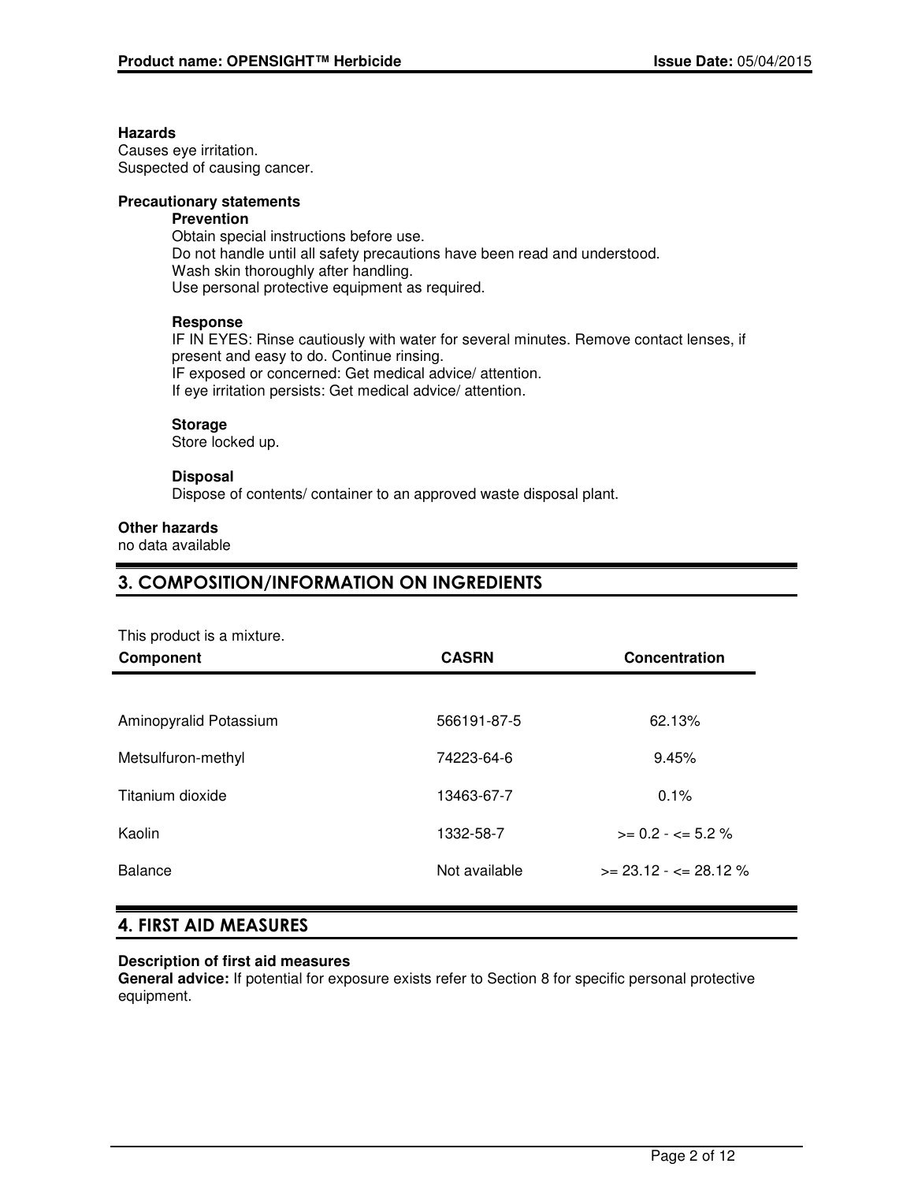**Hazards**
Causes eye irritation.
Suspected of causing cancer.

**Precautionary statements**

**Prevention**
Obtain special instructions before use.
Do not handle until all safety precautions have been read and understood.
Wash skin thoroughly after handling.
Use personal protective equipment as required.

**Response**
IF IN EYES: Rinse cautiously with water for several minutes. Remove contact lenses, if present and easy to do. Continue rinsing.
IF exposed or concerned: Get medical advice/ attention.
If eye irritation persists: Get medical advice/ attention.

**Storage**
Store locked up.

**Disposal**
Dispose of contents/ container to an approved waste disposal plant.

**Other hazards**
no data available

## 3. COMPOSITION/INFORMATION ON INGREDIENTS

This product is a mixture.

| Component | CASRN | Concentration |
|---|---|---|
| Aminopyralid Potassium | 566191-87-5 | 62.13% |
| Metsulfuron-methyl | 74223-64-6 | 9.45% |
| Titanium dioxide | 13463-67-7 | 0.1% |
| Kaolin | 1332-58-7 | >= 0.2 - <= 5.2 % |
| Balance | Not available | >= 23.12 - <= 28.12 % |

## 4. FIRST AID MEASURES

**Description of first aid measures**

**General advice:** If potential for exposure exists refer to Section 8 for specific personal protective equipment.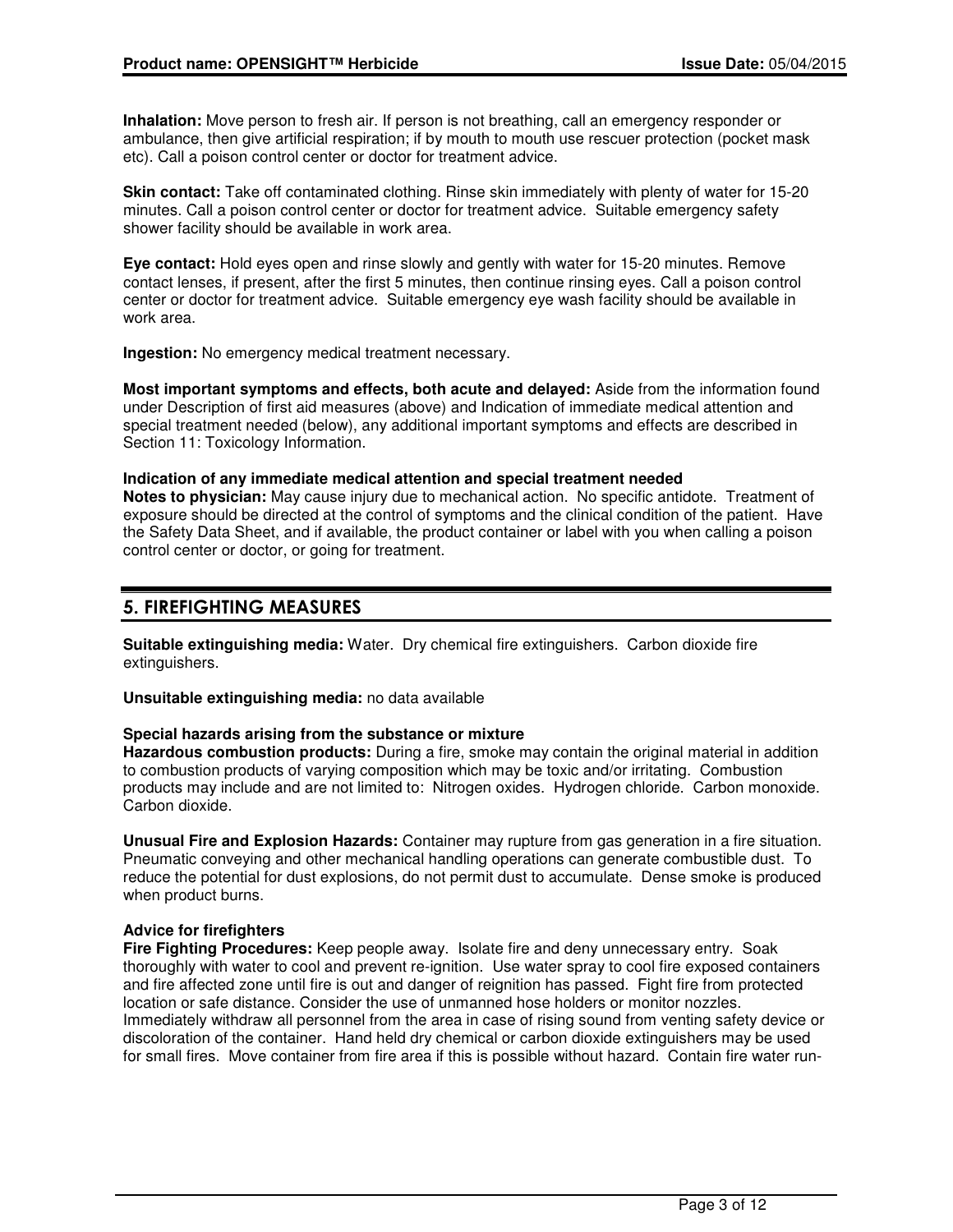**Inhalation:** Move person to fresh air. If person is not breathing, call an emergency responder or ambulance, then give artificial respiration; if by mouth to mouth use rescuer protection (pocket mask etc). Call a poison control center or doctor for treatment advice.

**Skin contact:** Take off contaminated clothing. Rinse skin immediately with plenty of water for 15-20 minutes. Call a poison control center or doctor for treatment advice. Suitable emergency safety shower facility should be available in work area.

**Eye contact:** Hold eyes open and rinse slowly and gently with water for 15-20 minutes. Remove contact lenses, if present, after the first 5 minutes, then continue rinsing eyes. Call a poison control center or doctor for treatment advice. Suitable emergency eye wash facility should be available in work area.

**Ingestion:** No emergency medical treatment necessary.

**Most important symptoms and effects, both acute and delayed:** Aside from the information found under Description of first aid measures (above) and Indication of immediate medical attention and special treatment needed (below), any additional important symptoms and effects are described in Section 11: Toxicology Information.

**Indication of any immediate medical attention and special treatment needed**
**Notes to physician:** May cause injury due to mechanical action. No specific antidote. Treatment of exposure should be directed at the control of symptoms and the clinical condition of the patient. Have the Safety Data Sheet, and if available, the product container or label with you when calling a poison control center or doctor, or going for treatment.

## 5. FIREFIGHTING MEASURES

**Suitable extinguishing media:** Water. Dry chemical fire extinguishers. Carbon dioxide fire extinguishers.

**Unsuitable extinguishing media:** no data available

**Special hazards arising from the substance or mixture**
**Hazardous combustion products:** During a fire, smoke may contain the original material in addition to combustion products of varying composition which may be toxic and/or irritating. Combustion products may include and are not limited to: Nitrogen oxides. Hydrogen chloride. Carbon monoxide. Carbon dioxide.

**Unusual Fire and Explosion Hazards:** Container may rupture from gas generation in a fire situation. Pneumatic conveying and other mechanical handling operations can generate combustible dust. To reduce the potential for dust explosions, do not permit dust to accumulate. Dense smoke is produced when product burns.

**Advice for firefighters**
**Fire Fighting Procedures:** Keep people away. Isolate fire and deny unnecessary entry. Soak thoroughly with water to cool and prevent re-ignition. Use water spray to cool fire exposed containers and fire affected zone until fire is out and danger of reignition has passed. Fight fire from protected location or safe distance. Consider the use of unmanned hose holders or monitor nozzles. Immediately withdraw all personnel from the area in case of rising sound from venting safety device or discoloration of the container. Hand held dry chemical or carbon dioxide extinguishers may be used for small fires. Move container from fire area if this is possible without hazard. Contain fire water run-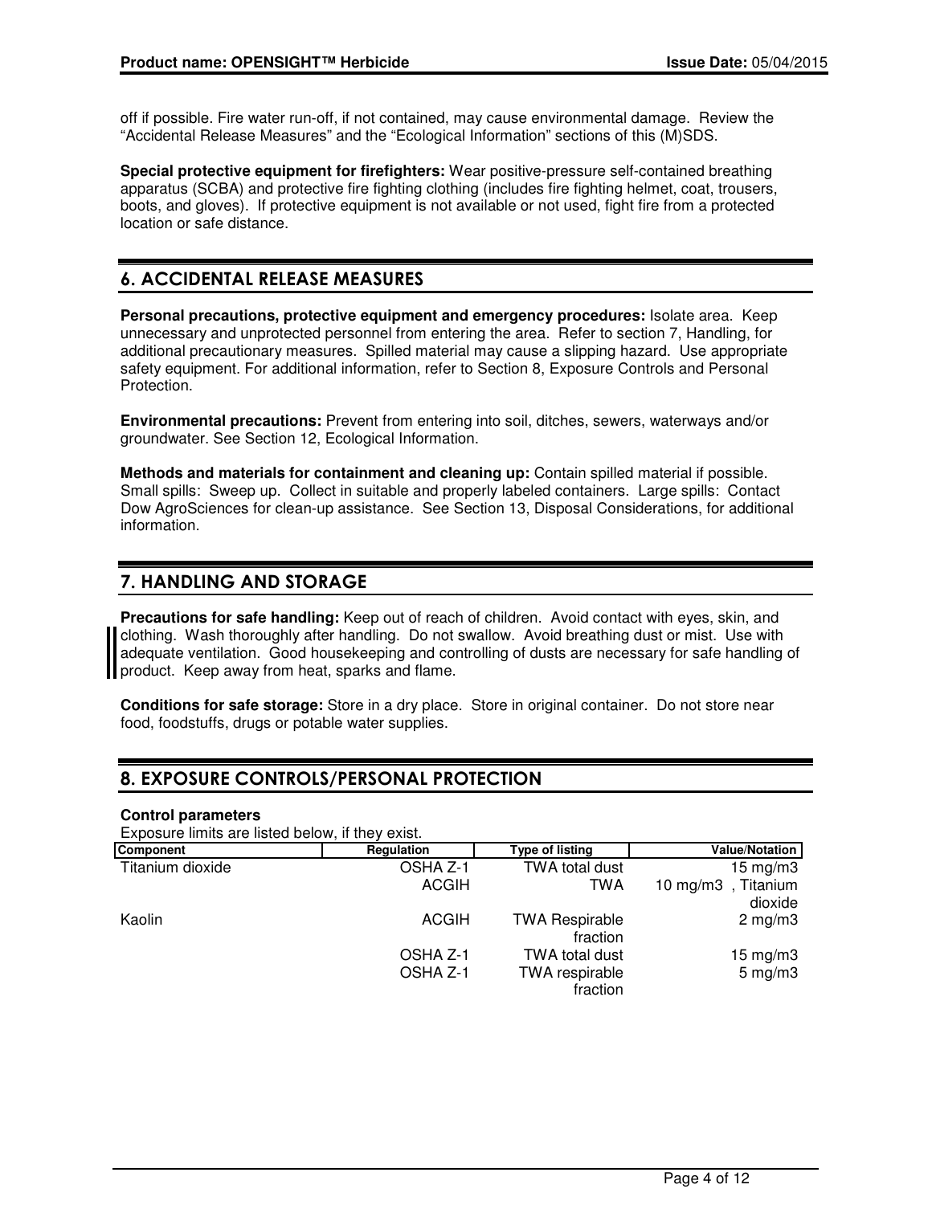off if possible. Fire water run-off, if not contained, may cause environmental damage. Review the "Accidental Release Measures" and the "Ecological Information" sections of this (M)SDS.

**Special protective equipment for firefighters:** Wear positive-pressure self-contained breathing apparatus (SCBA) and protective fire fighting clothing (includes fire fighting helmet, coat, trousers, boots, and gloves). If protective equipment is not available or not used, fight fire from a protected location or safe distance.

## 6. ACCIDENTAL RELEASE MEASURES

**Personal precautions, protective equipment and emergency procedures:** Isolate area. Keep unnecessary and unprotected personnel from entering the area. Refer to section 7, Handling, for additional precautionary measures. Spilled material may cause a slipping hazard. Use appropriate safety equipment. For additional information, refer to Section 8, Exposure Controls and Personal Protection.

**Environmental precautions:** Prevent from entering into soil, ditches, sewers, waterways and/or groundwater. See Section 12, Ecological Information.

**Methods and materials for containment and cleaning up:** Contain spilled material if possible. Small spills: Sweep up. Collect in suitable and properly labeled containers. Large spills: Contact Dow AgroSciences for clean-up assistance. See Section 13, Disposal Considerations, for additional information.

## 7. HANDLING AND STORAGE

**Precautions for safe handling:** Keep out of reach of children. Avoid contact with eyes, skin, and clothing. Wash thoroughly after handling. Do not swallow. Avoid breathing dust or mist. Use with adequate ventilation. Good housekeeping and controlling of dusts are necessary for safe handling of product. Keep away from heat, sparks and flame.

**Conditions for safe storage:** Store in a dry place. Store in original container. Do not store near food, foodstuffs, drugs or potable water supplies.

## 8. EXPOSURE CONTROLS/PERSONAL PROTECTION

**Control parameters**

Exposure limits are listed below, if they exist.

| Component | Regulation | Type of listing | Value/Notation |
|---|---|---|---|
| Titanium dioxide | OSHA Z-1 | TWA total dust | 15 mg/m3 |
| | ACGIH | TWA | 10 mg/m3 , Titanium dioxide |
| Kaolin | ACGIH | TWA Respirable fraction | 2 mg/m3 |
| | OSHA Z-1 | TWA total dust | 15 mg/m3 |
| | OSHA Z-1 | TWA respirable fraction | 5 mg/m3 |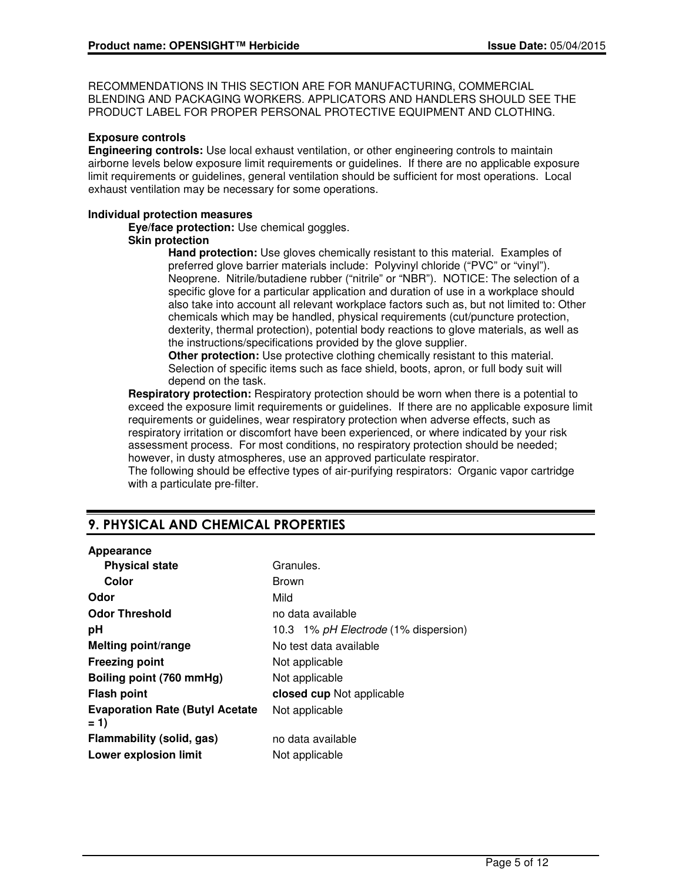RECOMMENDATIONS IN THIS SECTION ARE FOR MANUFACTURING, COMMERCIAL BLENDING AND PACKAGING WORKERS. APPLICATORS AND HANDLERS SHOULD SEE THE PRODUCT LABEL FOR PROPER PERSONAL PROTECTIVE EQUIPMENT AND CLOTHING.

**Exposure controls**

**Engineering controls:** Use local exhaust ventilation, or other engineering controls to maintain airborne levels below exposure limit requirements or guidelines. If there are no applicable exposure limit requirements or guidelines, general ventilation should be sufficient for most operations. Local exhaust ventilation may be necessary for some operations.

**Individual protection measures**

**Eye/face protection:** Use chemical goggles.

**Skin protection**

**Hand protection:** Use gloves chemically resistant to this material. Examples of preferred glove barrier materials include: Polyvinyl chloride ("PVC" or "vinyl"). Neoprene. Nitrile/butadiene rubber ("nitrile" or "NBR"). NOTICE: The selection of a specific glove for a particular application and duration of use in a workplace should also take into account all relevant workplace factors such as, but not limited to: Other chemicals which may be handled, physical requirements (cut/puncture protection, dexterity, thermal protection), potential body reactions to glove materials, as well as the instructions/specifications provided by the glove supplier.

**Other protection:** Use protective clothing chemically resistant to this material. Selection of specific items such as face shield, boots, apron, or full body suit will depend on the task.

**Respiratory protection:** Respiratory protection should be worn when there is a potential to exceed the exposure limit requirements or guidelines. If there are no applicable exposure limit requirements or guidelines, wear respiratory protection when adverse effects, such as respiratory irritation or discomfort have been experienced, or where indicated by your risk assessment process. For most conditions, no respiratory protection should be needed; however, in dusty atmospheres, use an approved particulate respirator.

The following should be effective types of air-purifying respirators: Organic vapor cartridge with a particulate pre-filter.

## 9. PHYSICAL AND CHEMICAL PROPERTIES

| | |
|---|---|
| **Appearance** | |
| **Physical state** | Granules. |
| **Color** | Brown |
| **Odor** | Mild |
| **Odor Threshold** | no data available |
| **pH** | 10.3 1% *pH Electrode* (1% dispersion) |
| **Melting point/range** | No test data available |
| **Freezing point** | Not applicable |
| **Boiling point (760 mmHg)** | Not applicable |
| **Flash point** | **closed cup** Not applicable |
| **Evaporation Rate (Butyl Acetate = 1)** | Not applicable |
| **Flammability (solid, gas)** | no data available |
| **Lower explosion limit** | Not applicable |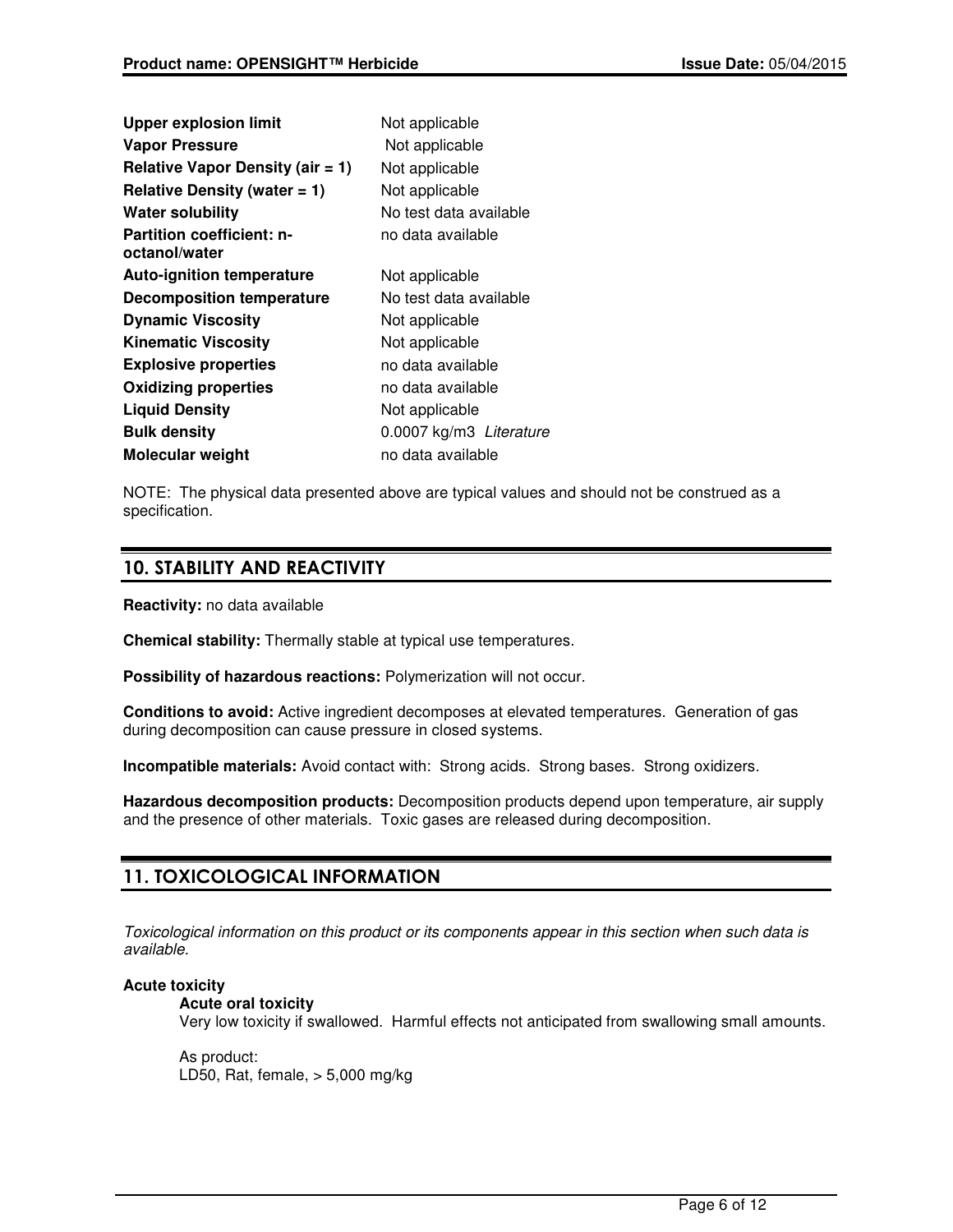| | |
|---|---|
| **Upper explosion limit** | Not applicable |
| **Vapor Pressure** | Not applicable |
| **Relative Vapor Density (air = 1)** | Not applicable |
| **Relative Density (water = 1)** | Not applicable |
| **Water solubility** | No test data available |
| **Partition coefficient: n-octanol/water** | no data available |
| **Auto-ignition temperature** | Not applicable |
| **Decomposition temperature** | No test data available |
| **Dynamic Viscosity** | Not applicable |
| **Kinematic Viscosity** | Not applicable |
| **Explosive properties** | no data available |
| **Oxidizing properties** | no data available |
| **Liquid Density** | Not applicable |
| **Bulk density** | 0.0007 kg/m3 *Literature* |
| **Molecular weight** | no data available |

NOTE: The physical data presented above are typical values and should not be construed as a specification.

## 10. STABILITY AND REACTIVITY

**Reactivity:** no data available

**Chemical stability:** Thermally stable at typical use temperatures.

**Possibility of hazardous reactions:** Polymerization will not occur.

**Conditions to avoid:** Active ingredient decomposes at elevated temperatures. Generation of gas during decomposition can cause pressure in closed systems.

**Incompatible materials:** Avoid contact with: Strong acids. Strong bases. Strong oxidizers.

**Hazardous decomposition products:** Decomposition products depend upon temperature, air supply and the presence of other materials. Toxic gases are released during decomposition.

## 11. TOXICOLOGICAL INFORMATION

*Toxicological information on this product or its components appear in this section when such data is available.*

**Acute toxicity**

**Acute oral toxicity**

Very low toxicity if swallowed. Harmful effects not anticipated from swallowing small amounts.

As product:
LD50, Rat, female, > 5,000 mg/kg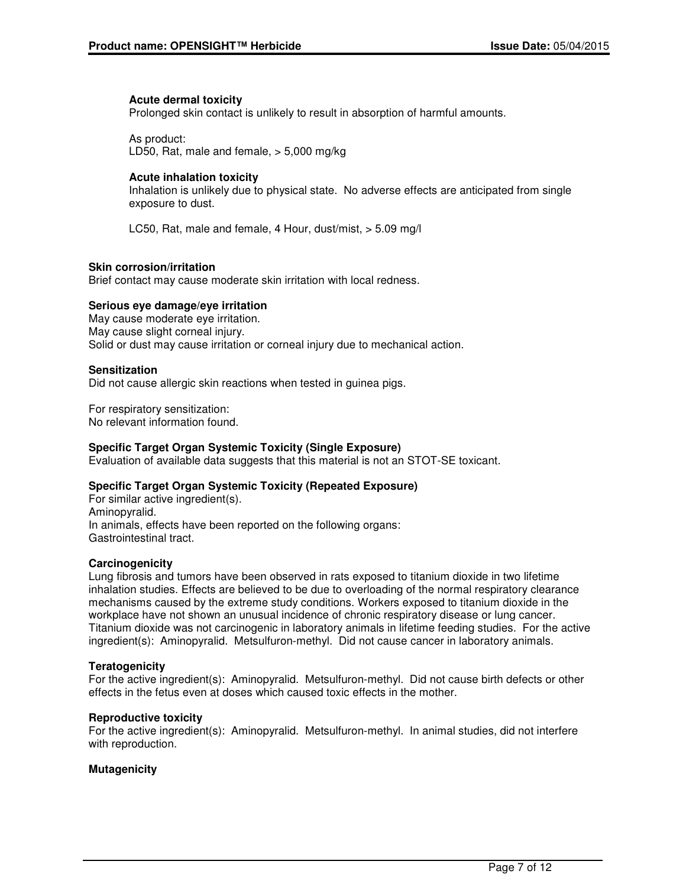### Acute dermal toxicity

Prolonged skin contact is unlikely to result in absorption of harmful amounts.

As product:
LD50, Rat, male and female, > 5,000 mg/kg

### Acute inhalation toxicity

Inhalation is unlikely due to physical state. No adverse effects are anticipated from single exposure to dust.

LC50, Rat, male and female, 4 Hour, dust/mist, > 5.09 mg/l

## Skin corrosion/irritation

Brief contact may cause moderate skin irritation with local redness.

## Serious eye damage/eye irritation

May cause moderate eye irritation.
May cause slight corneal injury.
Solid or dust may cause irritation or corneal injury due to mechanical action.

## Sensitization

Did not cause allergic skin reactions when tested in guinea pigs.

For respiratory sensitization:
No relevant information found.

## Specific Target Organ Systemic Toxicity (Single Exposure)

Evaluation of available data suggests that this material is not an STOT-SE toxicant.

## Specific Target Organ Systemic Toxicity (Repeated Exposure)

For similar active ingredient(s).
Aminopyralid.
In animals, effects have been reported on the following organs:
Gastrointestinal tract.

## Carcinogenicity

Lung fibrosis and tumors have been observed in rats exposed to titanium dioxide in two lifetime inhalation studies. Effects are believed to be due to overloading of the normal respiratory clearance mechanisms caused by the extreme study conditions. Workers exposed to titanium dioxide in the workplace have not shown an unusual incidence of chronic respiratory disease or lung cancer. Titanium dioxide was not carcinogenic in laboratory animals in lifetime feeding studies. For the active ingredient(s): Aminopyralid. Metsulfuron-methyl. Did not cause cancer in laboratory animals.

## Teratogenicity

For the active ingredient(s): Aminopyralid. Metsulfuron-methyl. Did not cause birth defects or other effects in the fetus even at doses which caused toxic effects in the mother.

## Reproductive toxicity

For the active ingredient(s): Aminopyralid. Metsulfuron-methyl. In animal studies, did not interfere with reproduction.

## Mutagenicity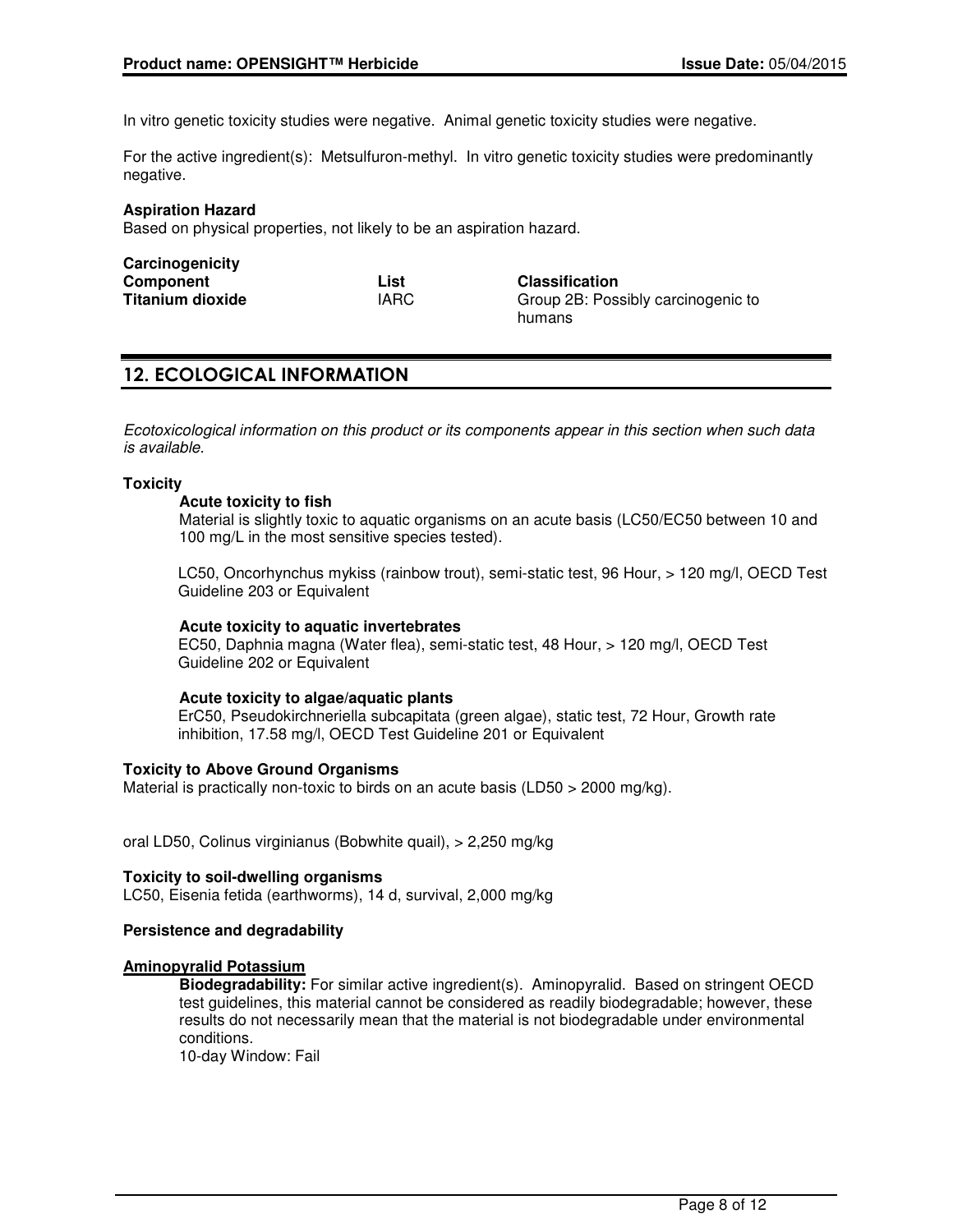In vitro genetic toxicity studies were negative. Animal genetic toxicity studies were negative.

For the active ingredient(s): Metsulfuron-methyl. In vitro genetic toxicity studies were predominantly negative.

**Aspiration Hazard**
Based on physical properties, not likely to be an aspiration hazard.

**Carcinogenicity**

| Component | List | Classification |
|---|---|---|
| **Titanium dioxide** | IARC | Group 2B: Possibly carcinogenic to humans |

## 12. ECOLOGICAL INFORMATION

*Ecotoxicological information on this product or its components appear in this section when such data is available.*

**Toxicity**

**Acute toxicity to fish**
Material is slightly toxic to aquatic organisms on an acute basis (LC50/EC50 between 10 and 100 mg/L in the most sensitive species tested).

LC50, Oncorhynchus mykiss (rainbow trout), semi-static test, 96 Hour, > 120 mg/l, OECD Test Guideline 203 or Equivalent

**Acute toxicity to aquatic invertebrates**
EC50, Daphnia magna (Water flea), semi-static test, 48 Hour, > 120 mg/l, OECD Test Guideline 202 or Equivalent

**Acute toxicity to algae/aquatic plants**
ErC50, Pseudokirchneriella subcapitata (green algae), static test, 72 Hour, Growth rate inhibition, 17.58 mg/l, OECD Test Guideline 201 or Equivalent

**Toxicity to Above Ground Organisms**
Material is practically non-toxic to birds on an acute basis (LD50 > 2000 mg/kg).

oral LD50, Colinus virginianus (Bobwhite quail), > 2,250 mg/kg

**Toxicity to soil-dwelling organisms**
LC50, Eisenia fetida (earthworms), 14 d, survival, 2,000 mg/kg

**Persistence and degradability**

**Aminopyralid Potassium**

**Biodegradability:** For similar active ingredient(s). Aminopyralid. Based on stringent OECD test guidelines, this material cannot be considered as readily biodegradable; however, these results do not necessarily mean that the material is not biodegradable under environmental conditions.
10-day Window: Fail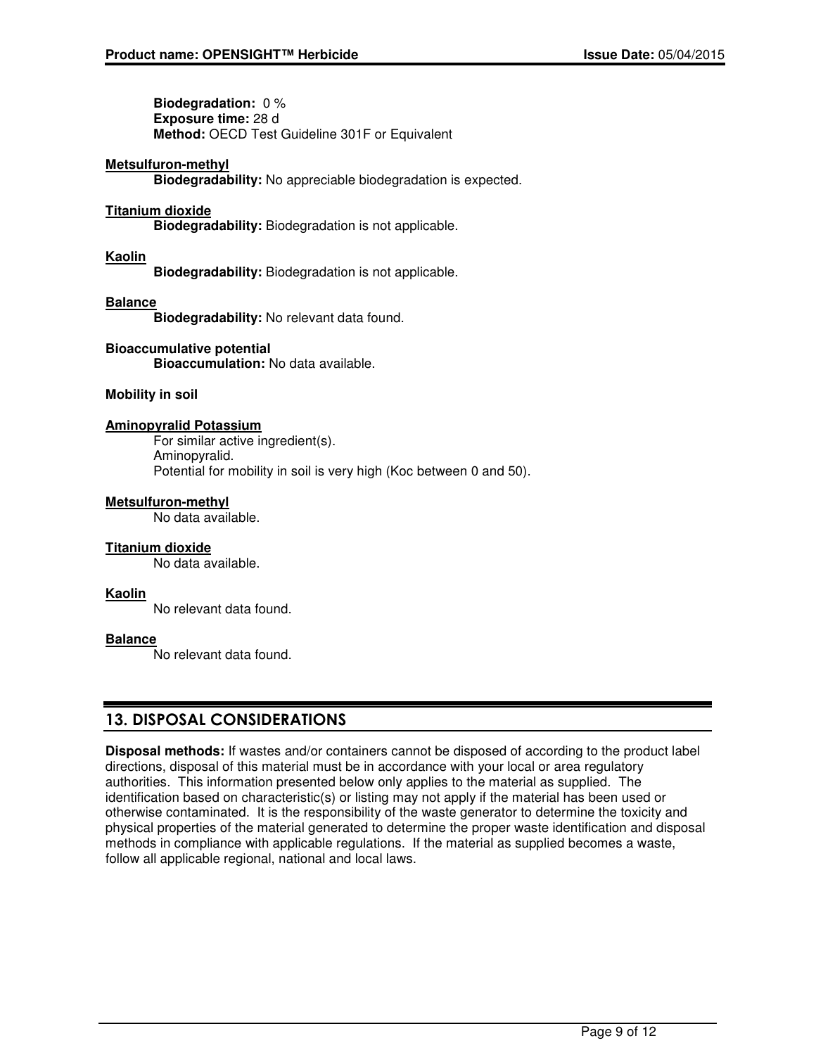**Biodegradation:** 0 %
**Exposure time:** 28 d
**Method:** OECD Test Guideline 301F or Equivalent

**Metsulfuron-methyl**

**Biodegradability:** No appreciable biodegradation is expected.

**Titanium dioxide**

**Biodegradability:** Biodegradation is not applicable.

**Kaolin**

**Biodegradability:** Biodegradation is not applicable.

**Balance**

**Biodegradability:** No relevant data found.

**Bioaccumulative potential**

**Bioaccumulation:** No data available.

**Mobility in soil**

**Aminopyralid Potassium**

For similar active ingredient(s).
Aminopyralid.
Potential for mobility in soil is very high (Koc between 0 and 50).

**Metsulfuron-methyl**

No data available.

**Titanium dioxide**

No data available.

**Kaolin**

No relevant data found.

**Balance**

No relevant data found.

## 13. DISPOSAL CONSIDERATIONS

**Disposal methods:** If wastes and/or containers cannot be disposed of according to the product label directions, disposal of this material must be in accordance with your local or area regulatory authorities. This information presented below only applies to the material as supplied. The identification based on characteristic(s) or listing may not apply if the material has been used or otherwise contaminated. It is the responsibility of the waste generator to determine the toxicity and physical properties of the material generated to determine the proper waste identification and disposal methods in compliance with applicable regulations. If the material as supplied becomes a waste, follow all applicable regional, national and local laws.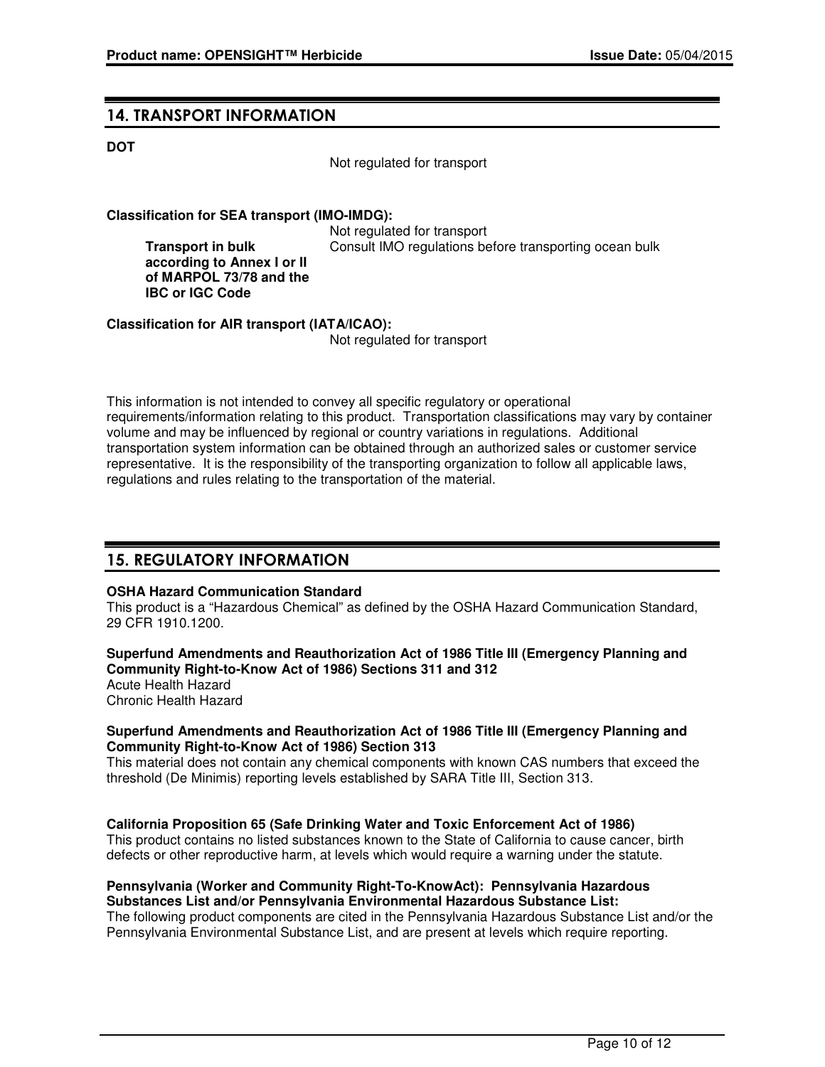## 14. TRANSPORT INFORMATION

**DOT**

Not regulated for transport

**Classification for SEA transport (IMO-IMDG):**

Not regulated for transport

**Transport in bulk according to Annex I or II of MARPOL 73/78 and the IBC or IGC Code**

Consult IMO regulations before transporting ocean bulk

**Classification for AIR transport (IATA/ICAO):**

Not regulated for transport

This information is not intended to convey all specific regulatory or operational requirements/information relating to this product. Transportation classifications may vary by container volume and may be influenced by regional or country variations in regulations. Additional transportation system information can be obtained through an authorized sales or customer service representative. It is the responsibility of the transporting organization to follow all applicable laws, regulations and rules relating to the transportation of the material.

## 15. REGULATORY INFORMATION

**OSHA Hazard Communication Standard**

This product is a “Hazardous Chemical” as defined by the OSHA Hazard Communication Standard, 29 CFR 1910.1200.

**Superfund Amendments and Reauthorization Act of 1986 Title III (Emergency Planning and Community Right-to-Know Act of 1986) Sections 311 and 312**

Acute Health Hazard
Chronic Health Hazard

**Superfund Amendments and Reauthorization Act of 1986 Title III (Emergency Planning and Community Right-to-Know Act of 1986) Section 313**

This material does not contain any chemical components with known CAS numbers that exceed the threshold (De Minimis) reporting levels established by SARA Title III, Section 313.

**California Proposition 65 (Safe Drinking Water and Toxic Enforcement Act of 1986)**

This product contains no listed substances known to the State of California to cause cancer, birth defects or other reproductive harm, at levels which would require a warning under the statute.

**Pennsylvania (Worker and Community Right-To-KnowAct): Pennsylvania Hazardous Substances List and/or Pennsylvania Environmental Hazardous Substance List:**

The following product components are cited in the Pennsylvania Hazardous Substance List and/or the Pennsylvania Environmental Substance List, and are present at levels which require reporting.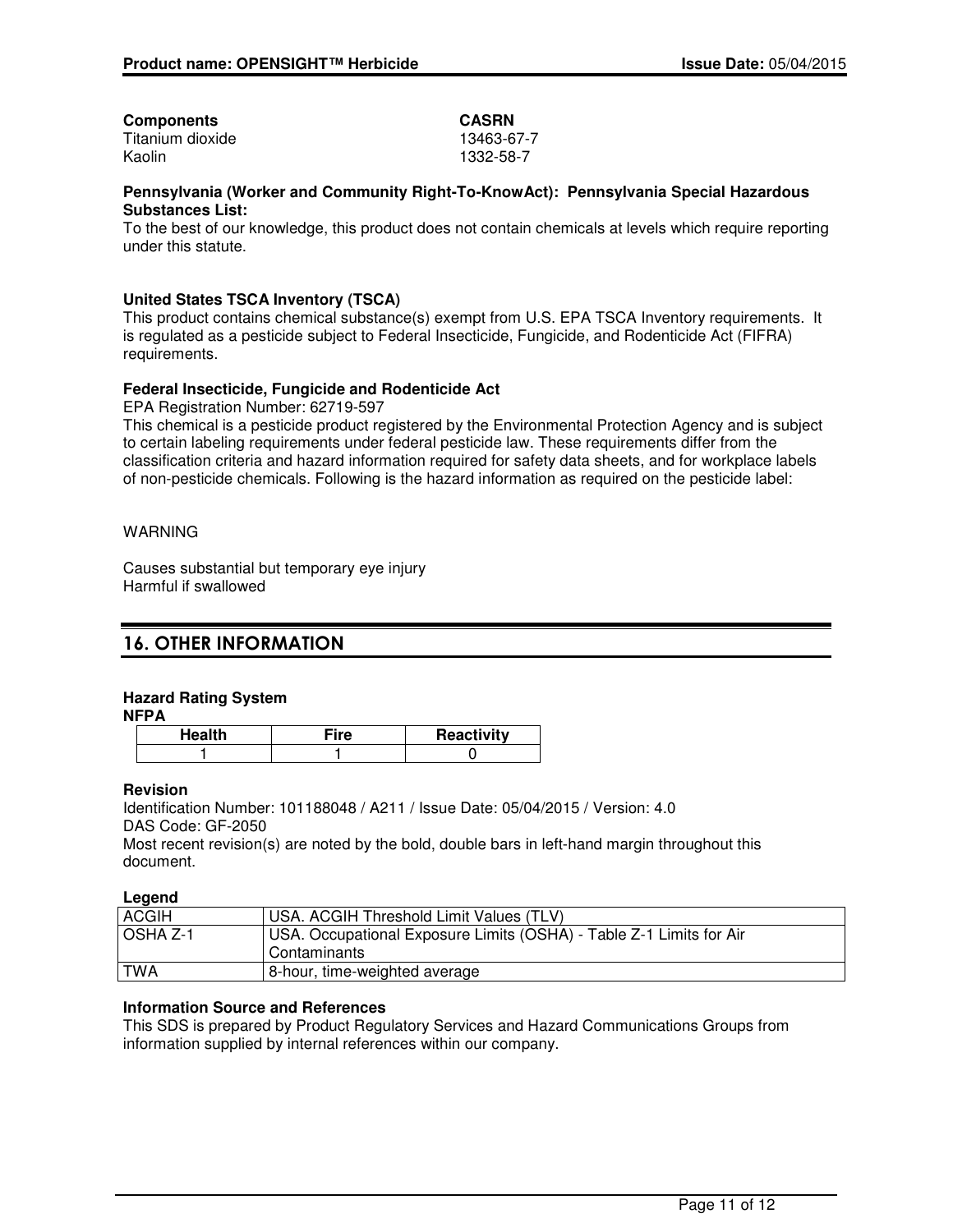| Components | CASRN |
| --- | --- |
| Titanium dioxide | 13463-67-7 |
| Kaolin | 1332-58-7 |

**Pennsylvania (Worker and Community Right-To-KnowAct): Pennsylvania Special Hazardous Substances List:**
To the best of our knowledge, this product does not contain chemicals at levels which require reporting under this statute.

**United States TSCA Inventory (TSCA)**
This product contains chemical substance(s) exempt from U.S. EPA TSCA Inventory requirements. It is regulated as a pesticide subject to Federal Insecticide, Fungicide, and Rodenticide Act (FIFRA) requirements.

**Federal Insecticide, Fungicide and Rodenticide Act**
EPA Registration Number: 62719-597
This chemical is a pesticide product registered by the Environmental Protection Agency and is subject to certain labeling requirements under federal pesticide law. These requirements differ from the classification criteria and hazard information required for safety data sheets, and for workplace labels of non-pesticide chemicals. Following is the hazard information as required on the pesticide label:

WARNING

Causes substantial but temporary eye injury
Harmful if swallowed

## 16. OTHER INFORMATION

**Hazard Rating System**
**NFPA**

| Health | Fire | Reactivity |
| --- | --- | --- |
| 1 | 1 | 0 |

**Revision**
Identification Number: 101188048 / A211 / Issue Date: 05/04/2015 / Version: 4.0
DAS Code: GF-2050
Most recent revision(s) are noted by the bold, double bars in left-hand margin throughout this document.

**Legend**

| | |
| --- | --- |
| ACGIH | USA. ACGIH Threshold Limit Values (TLV) |
| OSHA Z-1 | USA. Occupational Exposure Limits (OSHA) - Table Z-1 Limits for Air Contaminants |
| TWA | 8-hour, time-weighted average |

**Information Source and References**
This SDS is prepared by Product Regulatory Services and Hazard Communications Groups from information supplied by internal references within our company.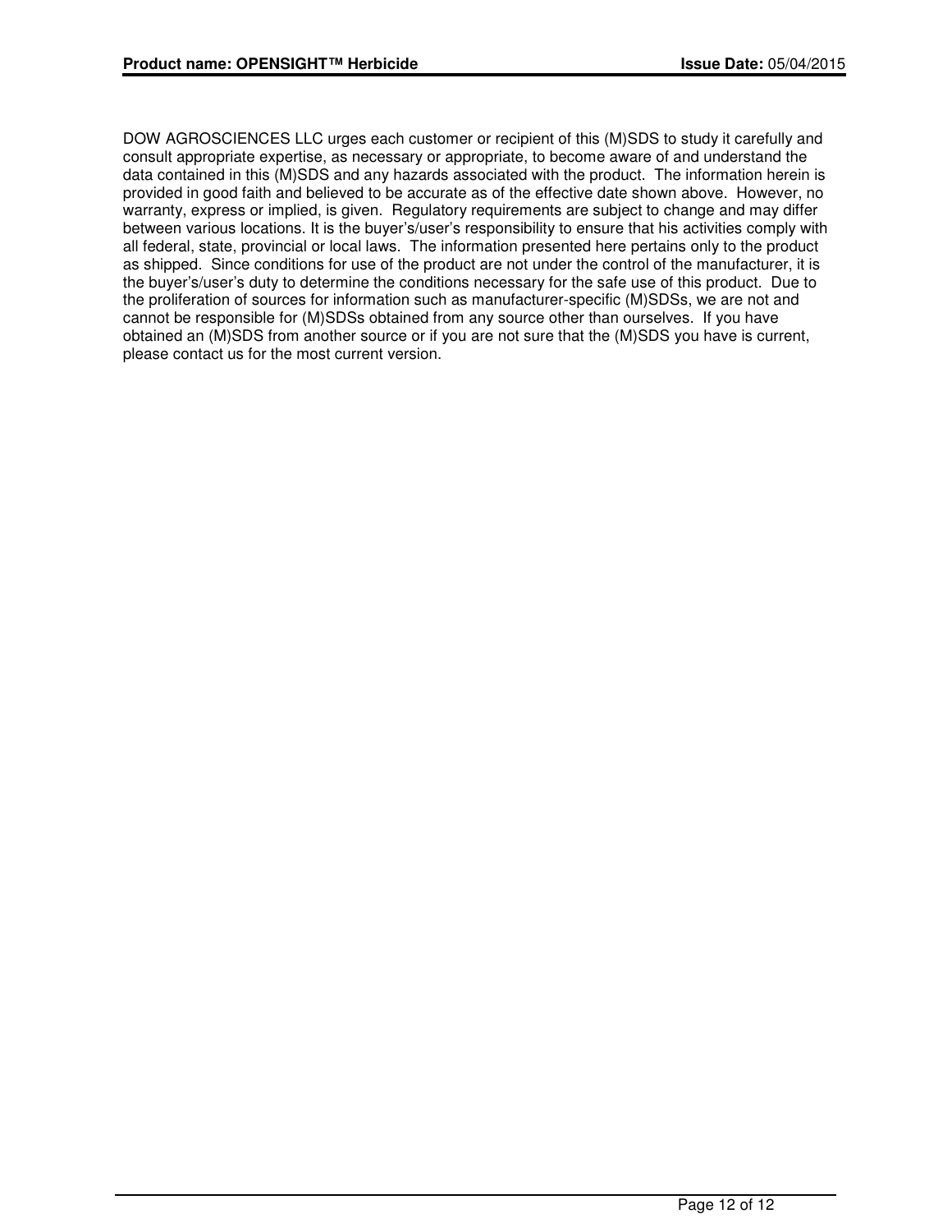DOW AGROSCIENCES LLC urges each customer or recipient of this (M)SDS to study it carefully and consult appropriate expertise, as necessary or appropriate, to become aware of and understand the data contained in this (M)SDS and any hazards associated with the product. The information herein is provided in good faith and believed to be accurate as of the effective date shown above. However, no warranty, express or implied, is given. Regulatory requirements are subject to change and may differ between various locations. It is the buyer's/user's responsibility to ensure that his activities comply with all federal, state, provincial or local laws. The information presented here pertains only to the product as shipped. Since conditions for use of the product are not under the control of the manufacturer, it is the buyer's/user's duty to determine the conditions necessary for the safe use of this product. Due to the proliferation of sources for information such as manufacturer-specific (M)SDSs, we are not and cannot be responsible for (M)SDSs obtained from any source other than ourselves. If you have obtained an (M)SDS from another source or if you are not sure that the (M)SDS you have is current, please contact us for the most current version.